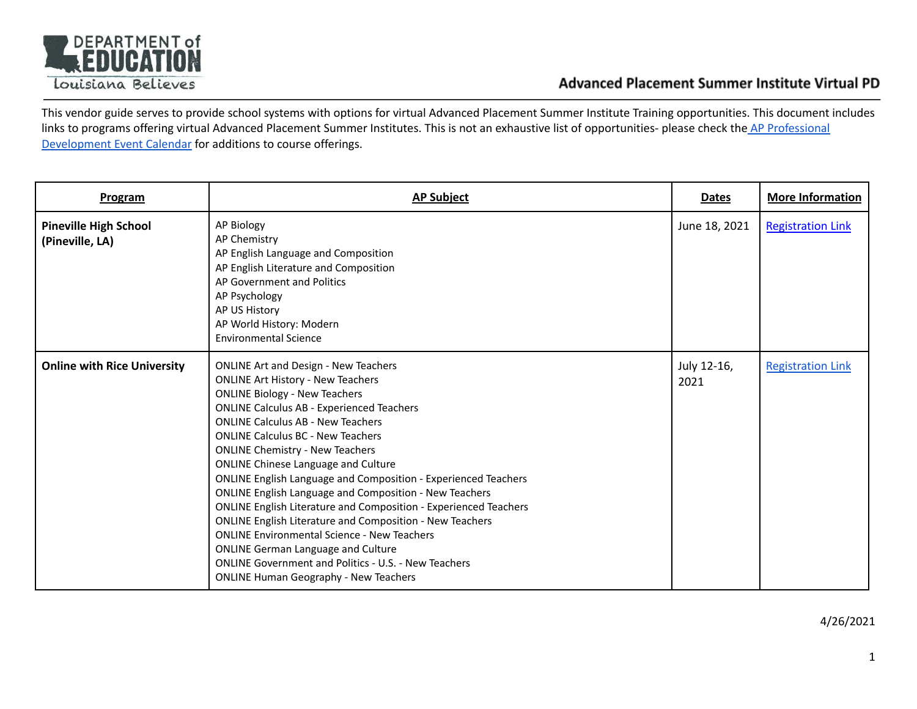# Advanced Placement Summer Institute Virtual PD

This vendor guide serves to provide school systems with options for virtual Advanced Placement Summer Institute Training opportunities. This document includes links to programs offering virtual Advanced Placement Summer Institutes. This is not an exhaustive list of opportunities- please check the AP Professional Development Event Calendar for additions to course offerings.

| Program | AP Subject | Dates | More Information |
|---|---|---|---|
| **Pineville High School (Pineville, LA)** | AP Biology<br>AP Chemistry<br>AP English Language and Composition<br>AP English Literature and Composition<br>AP Government and Politics<br>AP Psychology<br>AP US History<br>AP World History: Modern<br>Environmental Science | June 18, 2021 | Registration Link |
| **Online with Rice University** | ONLINE Art and Design - New Teachers<br>ONLINE Art History - New Teachers<br>ONLINE Biology - New Teachers<br>ONLINE Calculus AB - Experienced Teachers<br>ONLINE Calculus AB - New Teachers<br>ONLINE Calculus BC - New Teachers<br>ONLINE Chemistry - New Teachers<br>ONLINE Chinese Language and Culture<br>ONLINE English Language and Composition - Experienced Teachers<br>ONLINE English Language and Composition - New Teachers<br>ONLINE English Literature and Composition - Experienced Teachers<br>ONLINE English Literature and Composition - New Teachers<br>ONLINE Environmental Science - New Teachers<br>ONLINE German Language and Culture<br>ONLINE Government and Politics - U.S. - New Teachers<br>ONLINE Human Geography - New Teachers | July 12-16, 2021 | Registration Link |

4/26/2021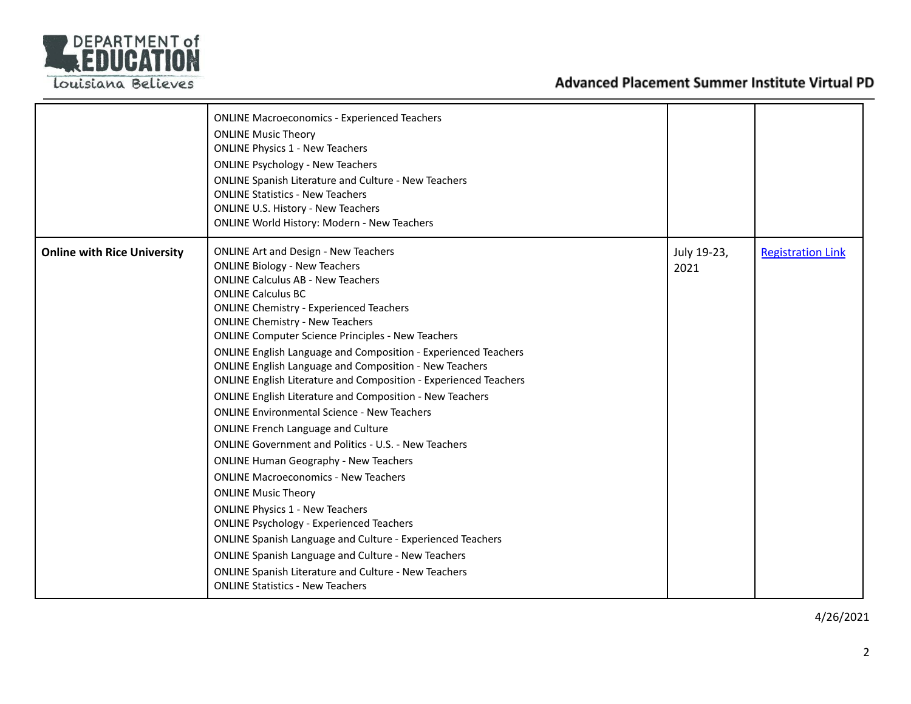| | | | |
|---|---|---|---|
| | ONLINE Macroeconomics - Experienced Teachers<br>ONLINE Music Theory<br>ONLINE Physics 1 - New Teachers<br>ONLINE Psychology - New Teachers<br>ONLINE Spanish Literature and Culture - New Teachers<br>ONLINE Statistics - New Teachers<br>ONLINE U.S. History - New Teachers<br>ONLINE World History: Modern - New Teachers | | |
| **Online with Rice University** | ONLINE Art and Design - New Teachers<br>ONLINE Biology - New Teachers<br>ONLINE Calculus AB - New Teachers<br>ONLINE Calculus BC<br>ONLINE Chemistry - Experienced Teachers<br>ONLINE Chemistry - New Teachers<br>ONLINE Computer Science Principles - New Teachers<br>ONLINE English Language and Composition - Experienced Teachers<br>ONLINE English Language and Composition - New Teachers<br>ONLINE English Literature and Composition - Experienced Teachers<br>ONLINE English Literature and Composition - New Teachers<br>ONLINE Environmental Science - New Teachers<br>ONLINE French Language and Culture<br>ONLINE Government and Politics - U.S. - New Teachers<br>ONLINE Human Geography - New Teachers<br>ONLINE Macroeconomics - New Teachers<br>ONLINE Music Theory<br>ONLINE Physics 1 - New Teachers<br>ONLINE Psychology - Experienced Teachers<br>ONLINE Spanish Language and Culture - Experienced Teachers<br>ONLINE Spanish Language and Culture - New Teachers<br>ONLINE Spanish Literature and Culture - New Teachers<br>ONLINE Statistics - New Teachers | July 19-23, 2021 | Registration Link |

4/26/2021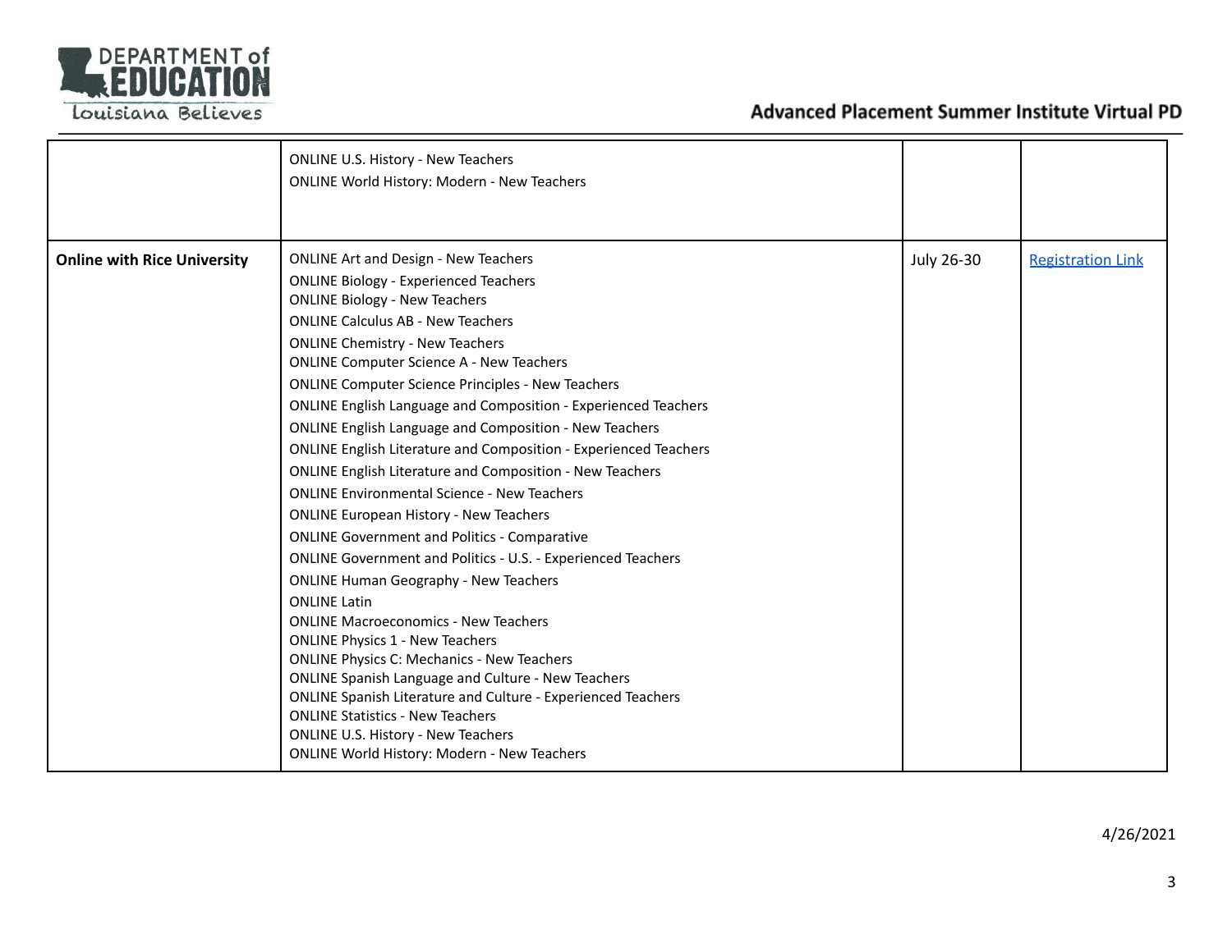| | | | |
|---|---|---|---|
| | ONLINE U.S. History - New Teachers<br>ONLINE World History: Modern - New Teachers | | |
| **Online with Rice University** | ONLINE Art and Design - New Teachers<br>ONLINE Biology - Experienced Teachers<br>ONLINE Biology - New Teachers<br>ONLINE Calculus AB - New Teachers<br>ONLINE Chemistry - New Teachers<br>ONLINE Computer Science A - New Teachers<br>ONLINE Computer Science Principles - New Teachers<br>ONLINE English Language and Composition - Experienced Teachers<br>ONLINE English Language and Composition - New Teachers<br>ONLINE English Literature and Composition - Experienced Teachers<br>ONLINE English Literature and Composition - New Teachers<br>ONLINE Environmental Science - New Teachers<br>ONLINE European History - New Teachers<br>ONLINE Government and Politics - Comparative<br>ONLINE Government and Politics - U.S. - Experienced Teachers<br>ONLINE Human Geography - New Teachers<br>ONLINE Latin<br>ONLINE Macroeconomics - New Teachers<br>ONLINE Physics 1 - New Teachers<br>ONLINE Physics C: Mechanics - New Teachers<br>ONLINE Spanish Language and Culture - New Teachers<br>ONLINE Spanish Literature and Culture - Experienced Teachers<br>ONLINE Statistics - New Teachers<br>ONLINE U.S. History - New Teachers<br>ONLINE World History: Modern - New Teachers | July 26-30 | Registration Link |

4/26/2021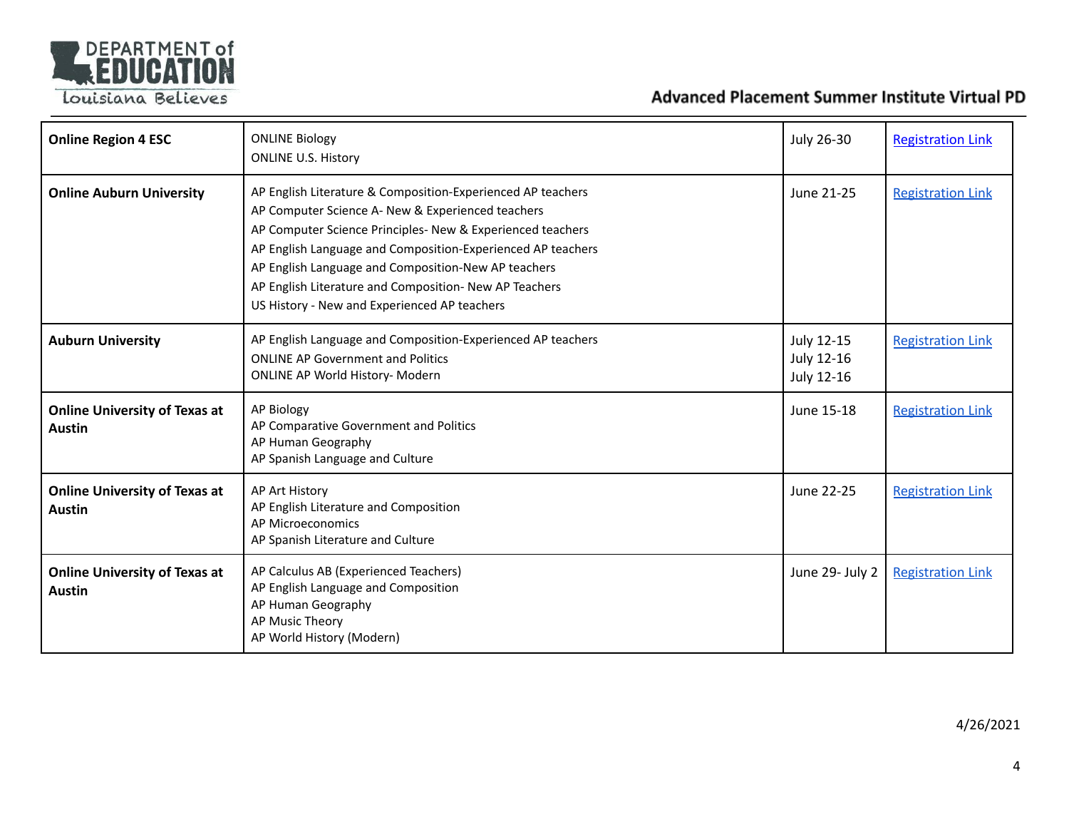| Online Region 4 ESC | ONLINE Biology<br>ONLINE U.S. History | July 26-30 | Registration Link |
|---|---|---|---|
| **Online Auburn University** | AP English Literature & Composition-Experienced AP teachers<br>AP Computer Science A- New & Experienced teachers<br>AP Computer Science Principles- New & Experienced teachers<br>AP English Language and Composition-Experienced AP teachers<br>AP English Language and Composition-New AP teachers<br>AP English Literature and Composition- New AP Teachers<br>US History - New and Experienced AP teachers | June 21-25 | Registration Link |
| **Auburn University** | AP English Language and Composition-Experienced AP teachers<br>ONLINE AP Government and Politics<br>ONLINE AP World History- Modern | July 12-15<br>July 12-16<br>July 12-16 | Registration Link |
| **Online University of Texas at Austin** | AP Biology<br>AP Comparative Government and Politics<br>AP Human Geography<br>AP Spanish Language and Culture | June 15-18 | Registration Link |
| **Online University of Texas at Austin** | AP Art History<br>AP English Literature and Composition<br>AP Microeconomics<br>AP Spanish Literature and Culture | June 22-25 | Registration Link |
| **Online University of Texas at Austin** | AP Calculus AB (Experienced Teachers)<br>AP English Language and Composition<br>AP Human Geography<br>AP Music Theory<br>AP World History (Modern) | June 29- July 2 | Registration Link |

4/26/2021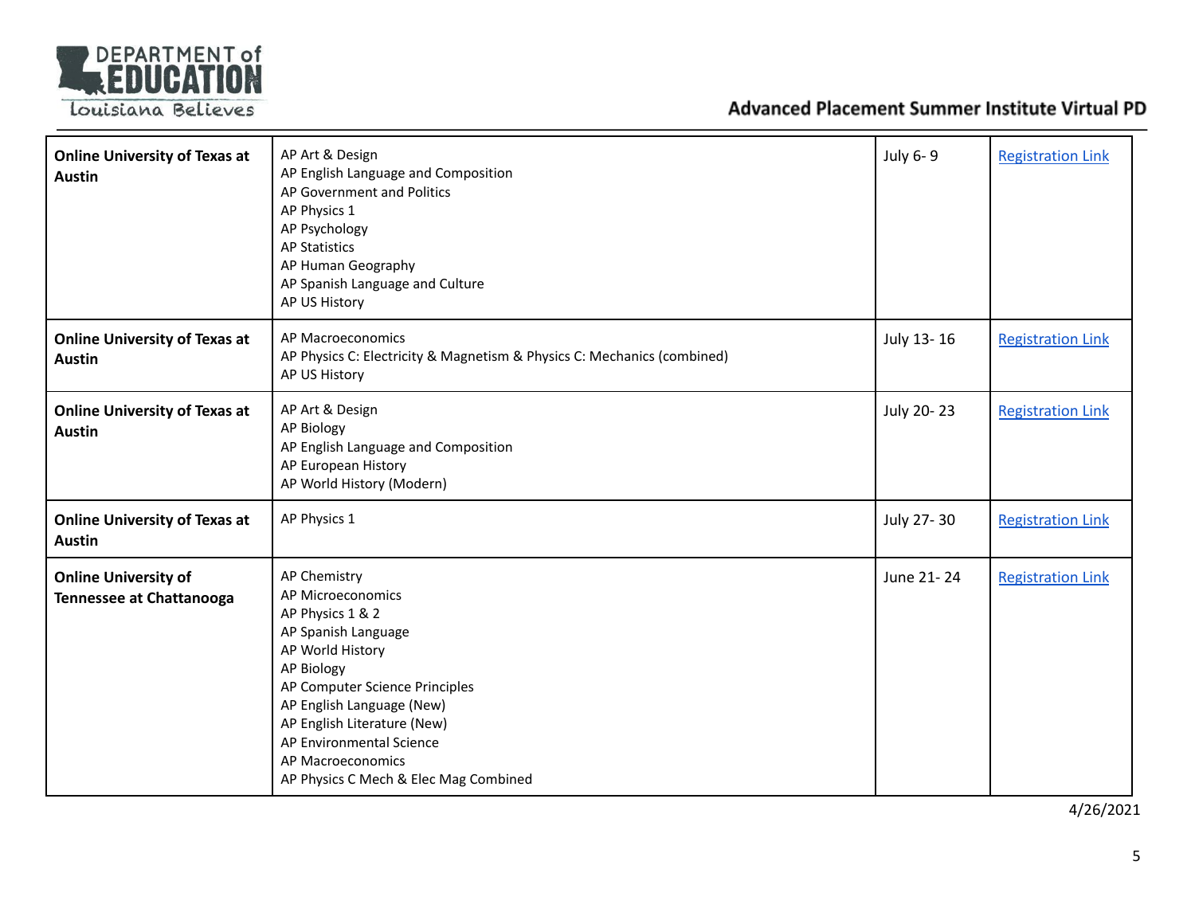| Online University of Texas at Austin | AP Art & Design<br>AP English Language and Composition<br>AP Government and Politics<br>AP Physics 1<br>AP Psychology<br>AP Statistics<br>AP Human Geography<br>AP Spanish Language and Culture<br>AP US History | July 6- 9 | Registration Link |
|---|---|---|---|
| **Online University of Texas at Austin** | AP Macroeconomics<br>AP Physics C: Electricity & Magnetism & Physics C: Mechanics (combined)<br>AP US History | July 13- 16 | Registration Link |
| **Online University of Texas at Austin** | AP Art & Design<br>AP Biology<br>AP English Language and Composition<br>AP European History<br>AP World History (Modern) | July 20- 23 | Registration Link |
| **Online University of Texas at Austin** | AP Physics 1 | July 27- 30 | Registration Link |
| **Online University of Tennessee at Chattanooga** | AP Chemistry<br>AP Microeconomics<br>AP Physics 1 & 2<br>AP Spanish Language<br>AP World History<br>AP Biology<br>AP Computer Science Principles<br>AP English Language (New)<br>AP English Literature (New)<br>AP Environmental Science<br>AP Macroeconomics<br>AP Physics C Mech & Elec Mag Combined | June 21- 24 | Registration Link |

4/26/2021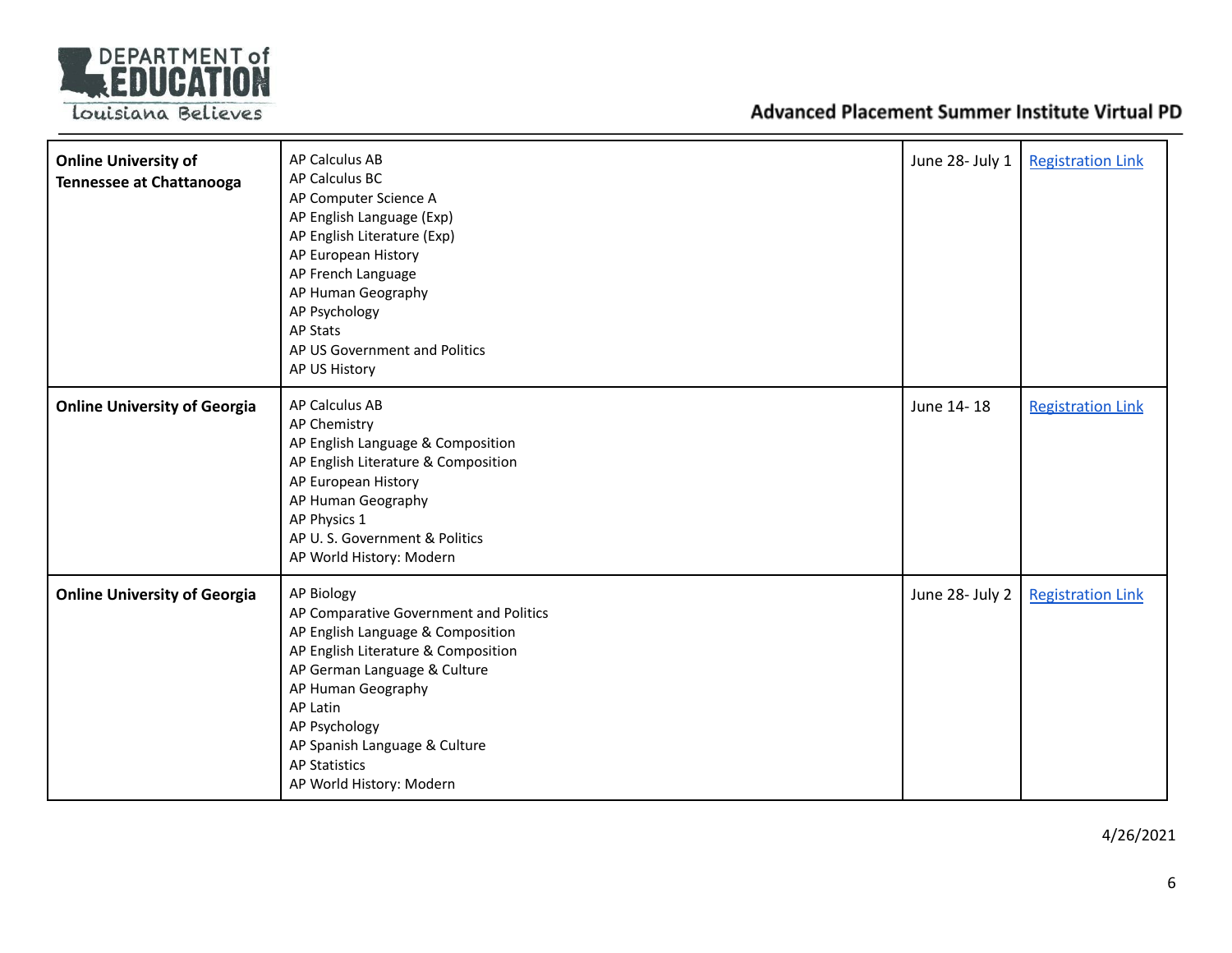| Online University of Tennessee at Chattanooga | AP Calculus AB<br>AP Calculus BC<br>AP Computer Science A<br>AP English Language (Exp)<br>AP English Literature (Exp)<br>AP European History<br>AP French Language<br>AP Human Geography<br>AP Psychology<br>AP Stats<br>AP US Government and Politics<br>AP US History | June 28- July 1 | Registration Link |
|---|---|---|---|
| **Online University of Georgia** | AP Calculus AB<br>AP Chemistry<br>AP English Language & Composition<br>AP English Literature & Composition<br>AP European History<br>AP Human Geography<br>AP Physics 1<br>AP U. S. Government & Politics<br>AP World History: Modern | June 14- 18 | Registration Link |
| **Online University of Georgia** | AP Biology<br>AP Comparative Government and Politics<br>AP English Language & Composition<br>AP English Literature & Composition<br>AP German Language & Culture<br>AP Human Geography<br>AP Latin<br>AP Psychology<br>AP Spanish Language & Culture<br>AP Statistics<br>AP World History: Modern | June 28- July 2 | Registration Link |

4/26/2021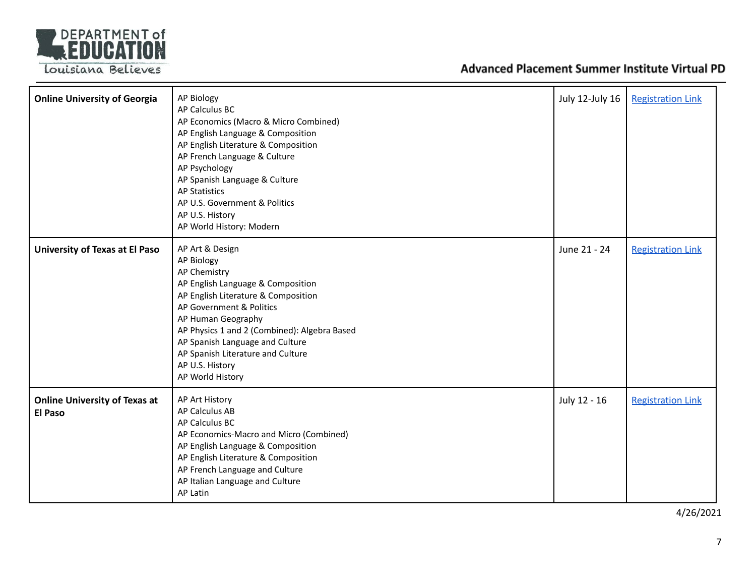| Online University of Georgia | AP Biology<br>AP Calculus BC<br>AP Economics (Macro & Micro Combined)<br>AP English Language & Composition<br>AP English Literature & Composition<br>AP French Language & Culture<br>AP Psychology<br>AP Spanish Language & Culture<br>AP Statistics<br>AP U.S. Government & Politics<br>AP U.S. History<br>AP World History: Modern | July 12-July 16 | Registration Link |
|---|---|---|---|
| **University of Texas at El Paso** | AP Art & Design<br>AP Biology<br>AP Chemistry<br>AP English Language & Composition<br>AP English Literature & Composition<br>AP Government & Politics<br>AP Human Geography<br>AP Physics 1 and 2 (Combined): Algebra Based<br>AP Spanish Language and Culture<br>AP Spanish Literature and Culture<br>AP U.S. History<br>AP World History | June 21 - 24 | Registration Link |
| **Online University of Texas at El Paso** | AP Art History<br>AP Calculus AB<br>AP Calculus BC<br>AP Economics-Macro and Micro (Combined)<br>AP English Language & Composition<br>AP English Literature & Composition<br>AP French Language and Culture<br>AP Italian Language and Culture<br>AP Latin | July 12 - 16 | Registration Link |

4/26/2021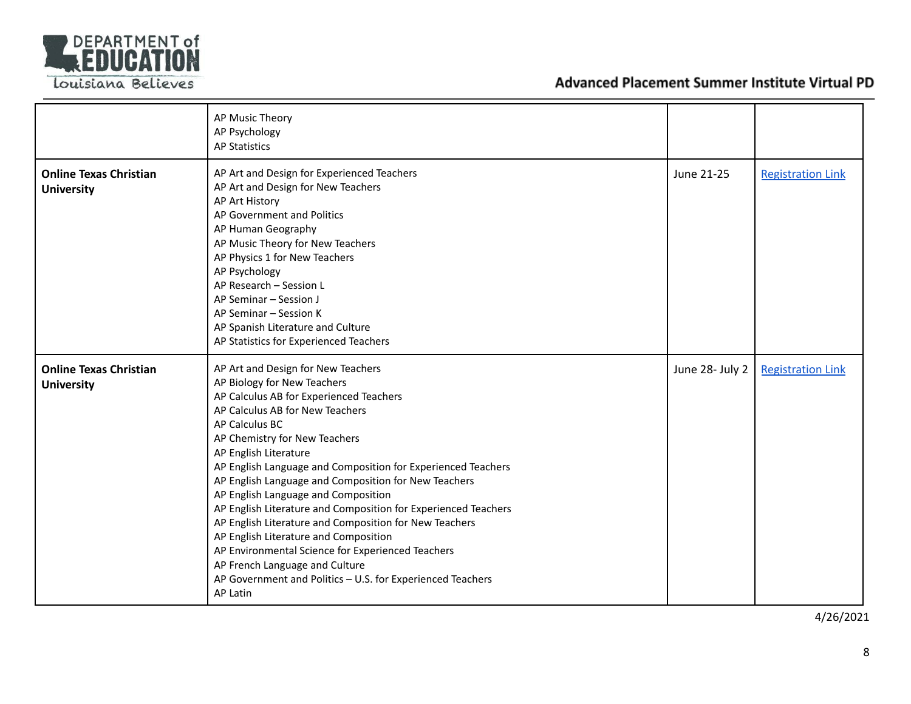| | | | |
|---|---|---|---|
| | AP Music Theory<br>AP Psychology<br>AP Statistics | | |
| **Online Texas Christian University** | AP Art and Design for Experienced Teachers<br>AP Art and Design for New Teachers<br>AP Art History<br>AP Government and Politics<br>AP Human Geography<br>AP Music Theory for New Teachers<br>AP Physics 1 for New Teachers<br>AP Psychology<br>AP Research – Session L<br>AP Seminar – Session J<br>AP Seminar – Session K<br>AP Spanish Literature and Culture<br>AP Statistics for Experienced Teachers | June 21-25 | Registration Link |
| **Online Texas Christian University** | AP Art and Design for New Teachers<br>AP Biology for New Teachers<br>AP Calculus AB for Experienced Teachers<br>AP Calculus AB for New Teachers<br>AP Calculus BC<br>AP Chemistry for New Teachers<br>AP English Literature<br>AP English Language and Composition for Experienced Teachers<br>AP English Language and Composition for New Teachers<br>AP English Language and Composition<br>AP English Literature and Composition for Experienced Teachers<br>AP English Literature and Composition for New Teachers<br>AP English Literature and Composition<br>AP Environmental Science for Experienced Teachers<br>AP French Language and Culture<br>AP Government and Politics – U.S. for Experienced Teachers<br>AP Latin | June 28- July 2 | Registration Link |

4/26/2021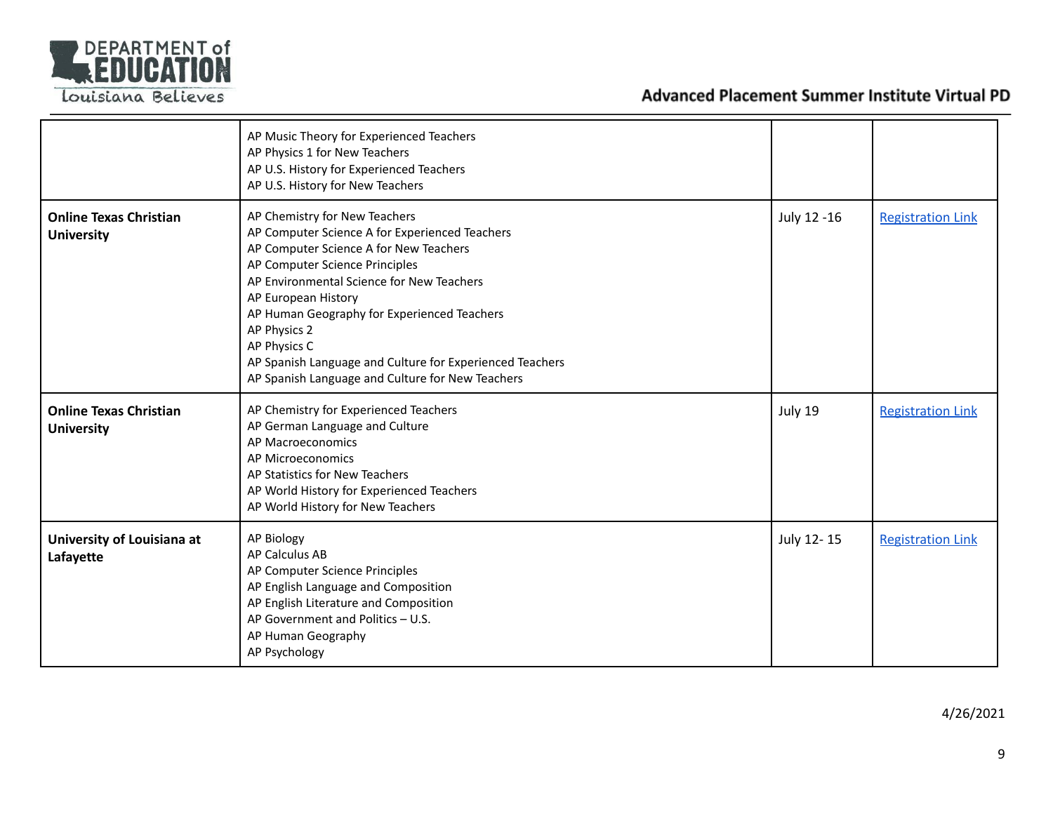| | | | |
|---|---|---|---|
| | AP Music Theory for Experienced Teachers<br>AP Physics 1 for New Teachers<br>AP U.S. History for Experienced Teachers<br>AP U.S. History for New Teachers | | |
| **Online Texas Christian University** | AP Chemistry for New Teachers<br>AP Computer Science A for Experienced Teachers<br>AP Computer Science A for New Teachers<br>AP Computer Science Principles<br>AP Environmental Science for New Teachers<br>AP European History<br>AP Human Geography for Experienced Teachers<br>AP Physics 2<br>AP Physics C<br>AP Spanish Language and Culture for Experienced Teachers<br>AP Spanish Language and Culture for New Teachers | July 12 -16 | Registration Link |
| **Online Texas Christian University** | AP Chemistry for Experienced Teachers<br>AP German Language and Culture<br>AP Macroeconomics<br>AP Microeconomics<br>AP Statistics for New Teachers<br>AP World History for Experienced Teachers<br>AP World History for New Teachers | July 19 | Registration Link |
| **University of Louisiana at Lafayette** | AP Biology<br>AP Calculus AB<br>AP Computer Science Principles<br>AP English Language and Composition<br>AP English Literature and Composition<br>AP Government and Politics – U.S.<br>AP Human Geography<br>AP Psychology | July 12- 15 | Registration Link |